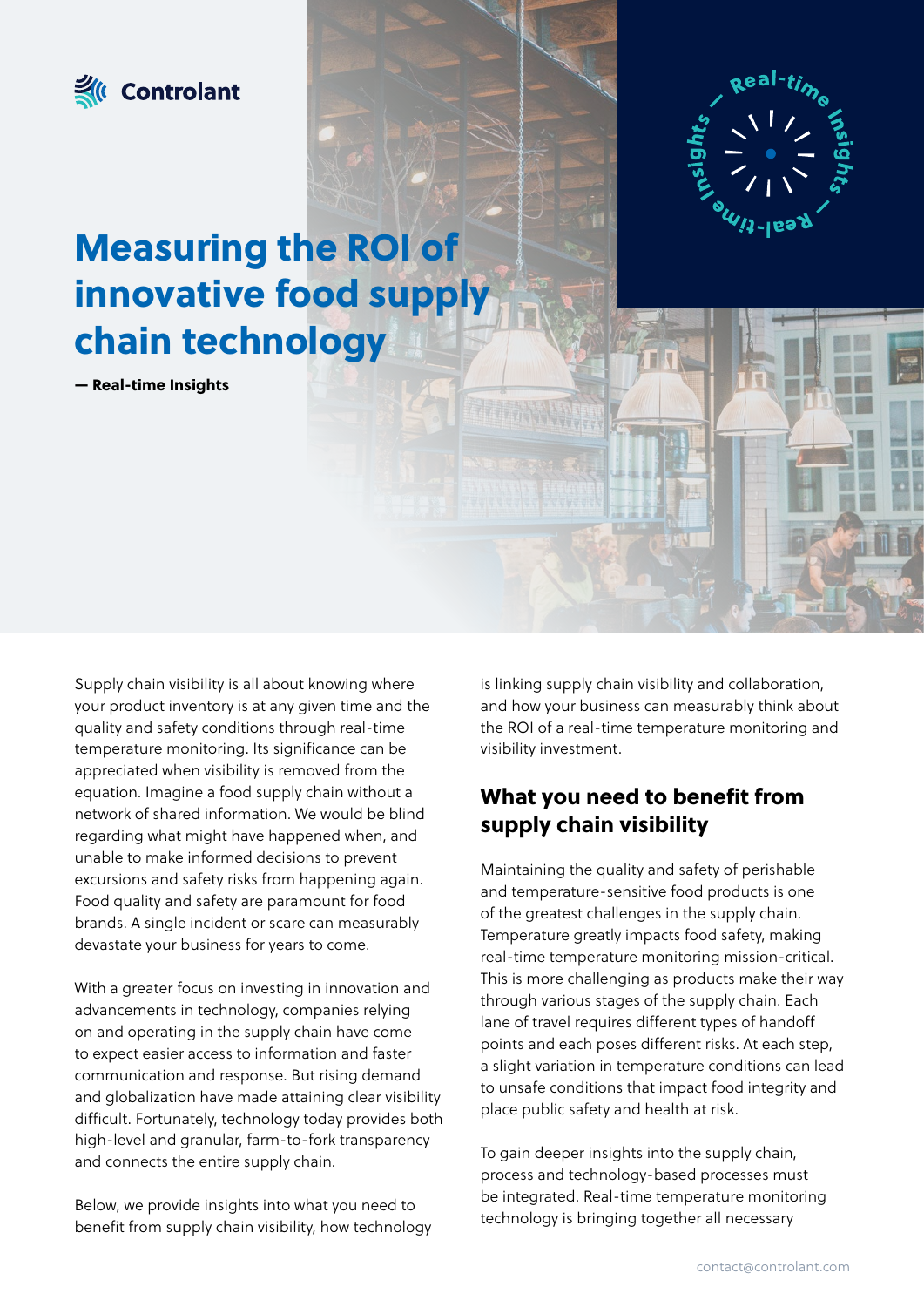Controlant

# Measuring the ROI of innovative food supply chain technology

**— Real-time Insights**

Supply chain visibility is all about knowing where your product inventory is at any given time and the quality and safety conditions through real-time temperature monitoring. Its significance can be appreciated when visibility is removed from the equation. Imagine a food supply chain without a network of shared information. We would be blind regarding what might have happened when, and unable to make informed decisions to prevent excursions and safety risks from happening again. Food quality and safety are paramount for food brands. A single incident or scare can measurably devastate your business for years to come.

With a greater focus on investing in innovation and advancements in technology, companies relying on and operating in the supply chain have come to expect easier access to information and faster communication and response. But rising demand and globalization have made attaining clear visibility difficult. Fortunately, technology today provides both high-level and granular, farm-to-fork transparency and connects the entire supply chain.

Below, we provide insights into what you need to benefit from supply chain visibility, how technology is linking supply chain visibility and collaboration, and how your business can measurably think about the ROI of a real-time temperature monitoring and visibility investment.

## What you need to benefit from supply chain visibility

Maintaining the quality and safety of perishable and temperature-sensitive food products is one of the greatest challenges in the supply chain. Temperature greatly impacts food safety, making real-time temperature monitoring mission-critical. This is more challenging as products make their way through various stages of the supply chain. Each lane of travel requires different types of handoff points and each poses different risks. At each step, a slight variation in temperature conditions can lead to unsafe conditions that impact food integrity and place public safety and health at risk.

To gain deeper insights into the supply chain, process and technology-based processes must be integrated. Real-time temperature monitoring technology is bringing together all necessary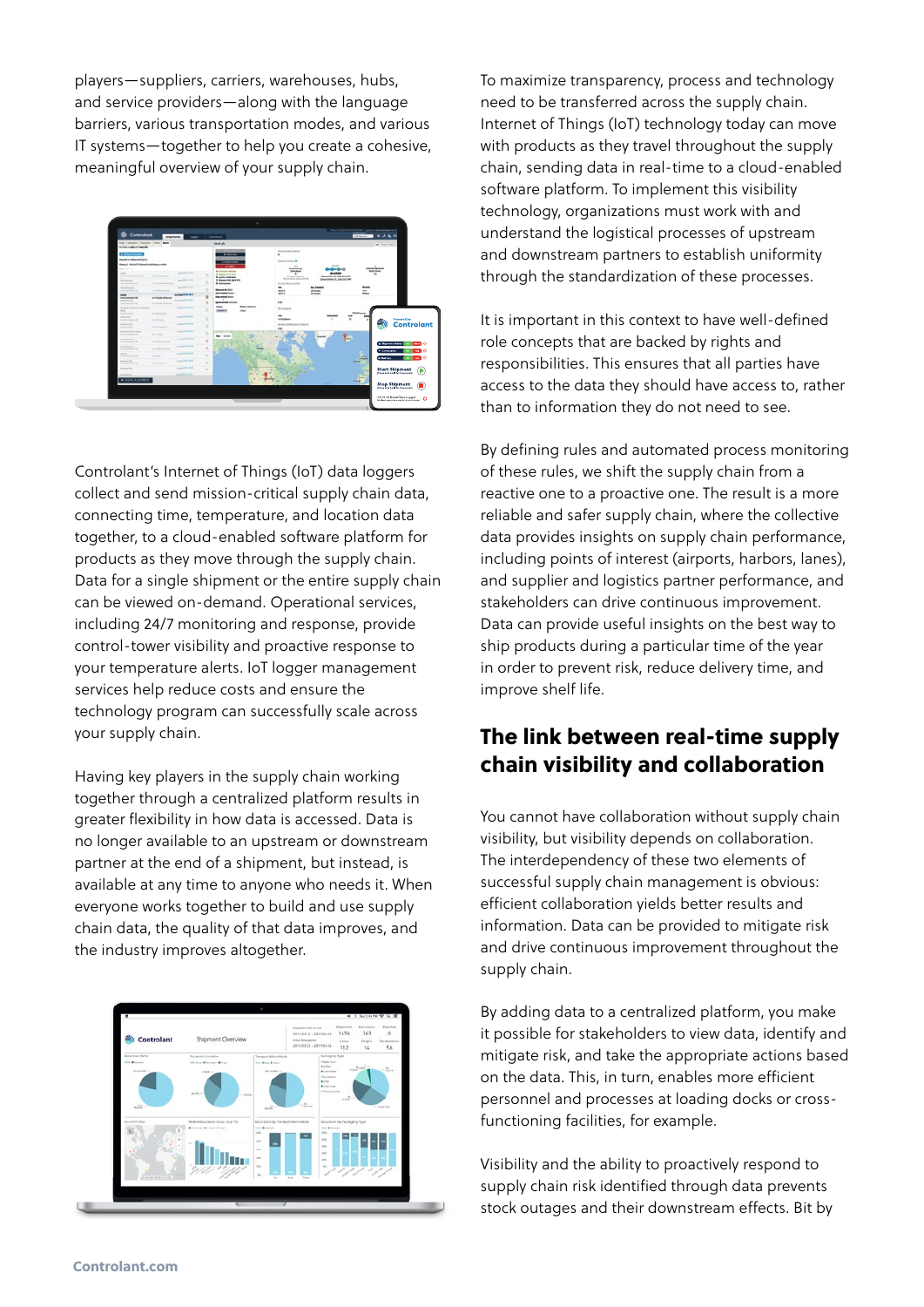players—suppliers, carriers, warehouses, hubs, and service providers—along with the language barriers, various transportation modes, and various IT systems—together to help you create a cohesive, meaningful overview of your supply chain.

Controlant's Internet of Things (IoT) data loggers collect and send mission-critical supply chain data, connecting time, temperature, and location data together, to a cloud-enabled software platform for products as they move through the supply chain. Data for a single shipment or the entire supply chain can be viewed on-demand. Operational services, including 24/7 monitoring and response, provide control-tower visibility and proactive response to your temperature alerts. IoT logger management services help reduce costs and ensure the technology program can successfully scale across your supply chain.

Having key players in the supply chain working together through a centralized platform results in greater flexibility in how data is accessed. Data is no longer available to an upstream or downstream partner at the end of a shipment, but instead, is available at any time to anyone who needs it. When everyone works together to build and use supply chain data, the quality of that data improves, and the industry improves altogether.

To maximize transparency, process and technology need to be transferred across the supply chain. Internet of Things (IoT) technology today can move with products as they travel throughout the supply chain, sending data in real-time to a cloud-enabled software platform. To implement this visibility technology, organizations must work with and understand the logistical processes of upstream and downstream partners to establish uniformity through the standardization of these processes.

It is important in this context to have well-defined role concepts that are backed by rights and responsibilities. This ensures that all parties have access to the data they should have access to, rather than to information they do not need to see.

By defining rules and automated process monitoring of these rules, we shift the supply chain from a reactive one to a proactive one. The result is a more reliable and safer supply chain, where the collective data provides insights on supply chain performance, including points of interest (airports, harbors, lanes), and supplier and logistics partner performance, and stakeholders can drive continuous improvement. Data can provide useful insights on the best way to ship products during a particular time of the year in order to prevent risk, reduce delivery time, and improve shelf life.

## The link between real-time supply chain visibility and collaboration

You cannot have collaboration without supply chain visibility, but visibility depends on collaboration. The interdependency of these two elements of successful supply chain management is obvious: efficient collaboration yields better results and information. Data can be provided to mitigate risk and drive continuous improvement throughout the supply chain.

By adding data to a centralized platform, you make it possible for stakeholders to view data, identify and mitigate risk, and take the appropriate actions based on the data. This, in turn, enables more efficient personnel and processes at loading docks or cross-functioning facilities, for example.

Visibility and the ability to proactively respond to supply chain risk identified through data prevents stock outages and their downstream effects. Bit by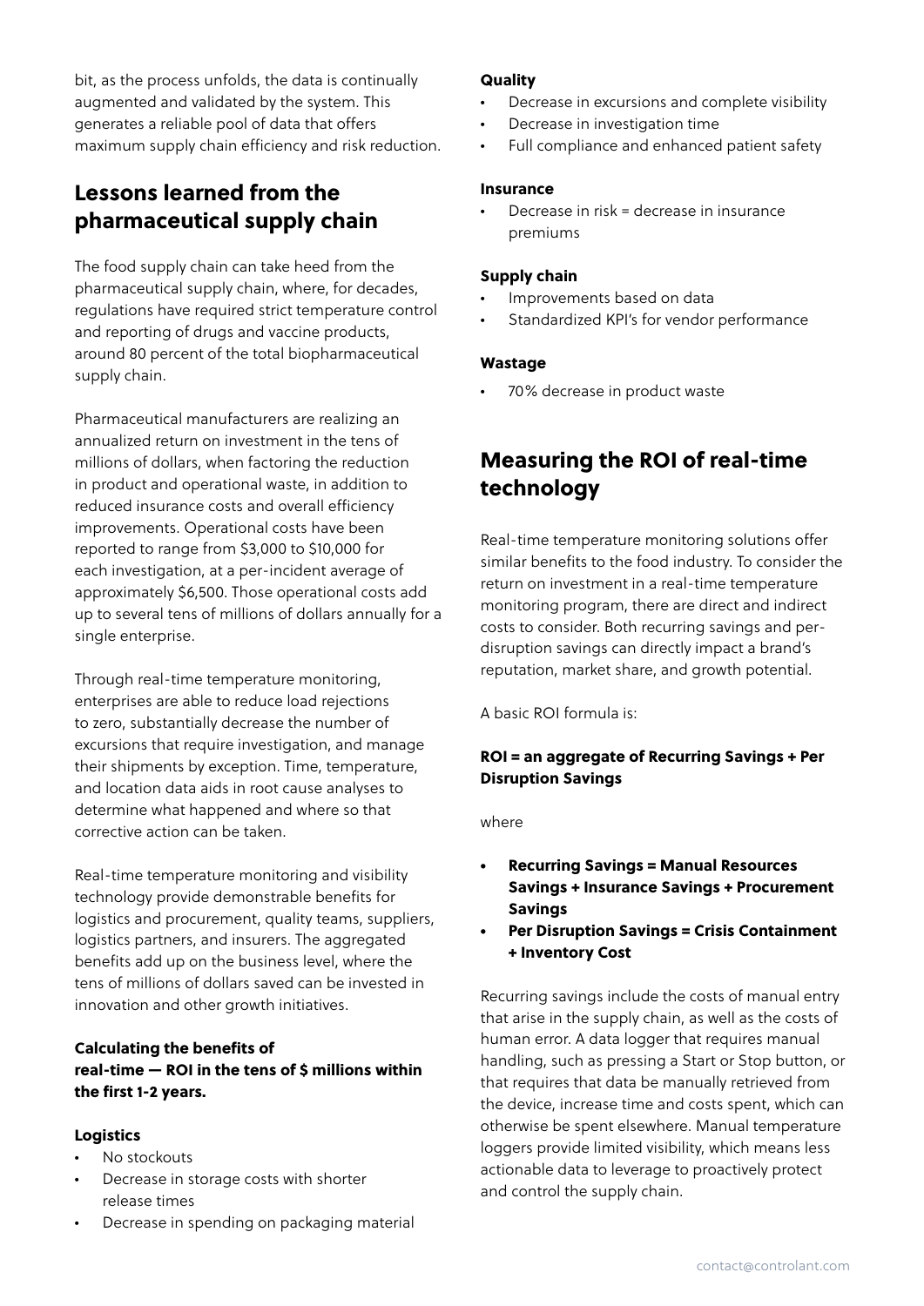bit, as the process unfolds, the data is continually augmented and validated by the system. This generates a reliable pool of data that offers maximum supply chain efficiency and risk reduction.

## Lessons learned from the pharmaceutical supply chain

The food supply chain can take heed from the pharmaceutical supply chain, where, for decades, regulations have required strict temperature control and reporting of drugs and vaccine products, around 80 percent of the total biopharmaceutical supply chain.

Pharmaceutical manufacturers are realizing an annualized return on investment in the tens of millions of dollars, when factoring the reduction in product and operational waste, in addition to reduced insurance costs and overall efficiency improvements. Operational costs have been reported to range from $3,000 to $10,000 for each investigation, at a per-incident average of approximately $6,500. Those operational costs add up to several tens of millions of dollars annually for a single enterprise.

Through real-time temperature monitoring, enterprises are able to reduce load rejections to zero, substantially decrease the number of excursions that require investigation, and manage their shipments by exception. Time, temperature, and location data aids in root cause analyses to determine what happened and where so that corrective action can be taken.

Real-time temperature monitoring and visibility technology provide demonstrable benefits for logistics and procurement, quality teams, suppliers, logistics partners, and insurers. The aggregated benefits add up on the business level, where the tens of millions of dollars saved can be invested in innovation and other growth initiatives.

**Calculating the benefits of real-time — ROI in the tens of $ millions within the first 1-2 years.**

**Logistics**

- No stockouts
- Decrease in storage costs with shorter release times
- Decrease in spending on packaging material

**Quality**

- Decrease in excursions and complete visibility
- Decrease in investigation time
- Full compliance and enhanced patient safety

**Insurance**

- Decrease in risk = decrease in insurance premiums

**Supply chain**

- Improvements based on data
- Standardized KPI's for vendor performance

**Wastage**

- 70% decrease in product waste

## Measuring the ROI of real-time technology

Real-time temperature monitoring solutions offer similar benefits to the food industry. To consider the return on investment in a real-time temperature monitoring program, there are direct and indirect costs to consider. Both recurring savings and per-disruption savings can directly impact a brand's reputation, market share, and growth potential.

A basic ROI formula is:

**ROI = an aggregate of Recurring Savings + Per Disruption Savings**

where

- **Recurring Savings = Manual Resources Savings + Insurance Savings + Procurement Savings**
- **Per Disruption Savings = Crisis Containment + Inventory Cost**

Recurring savings include the costs of manual entry that arise in the supply chain, as well as the costs of human error. A data logger that requires manual handling, such as pressing a Start or Stop button, or that requires that data be manually retrieved from the device, increase time and costs spent, which can otherwise be spent elsewhere. Manual temperature loggers provide limited visibility, which means less actionable data to leverage to proactively protect and control the supply chain.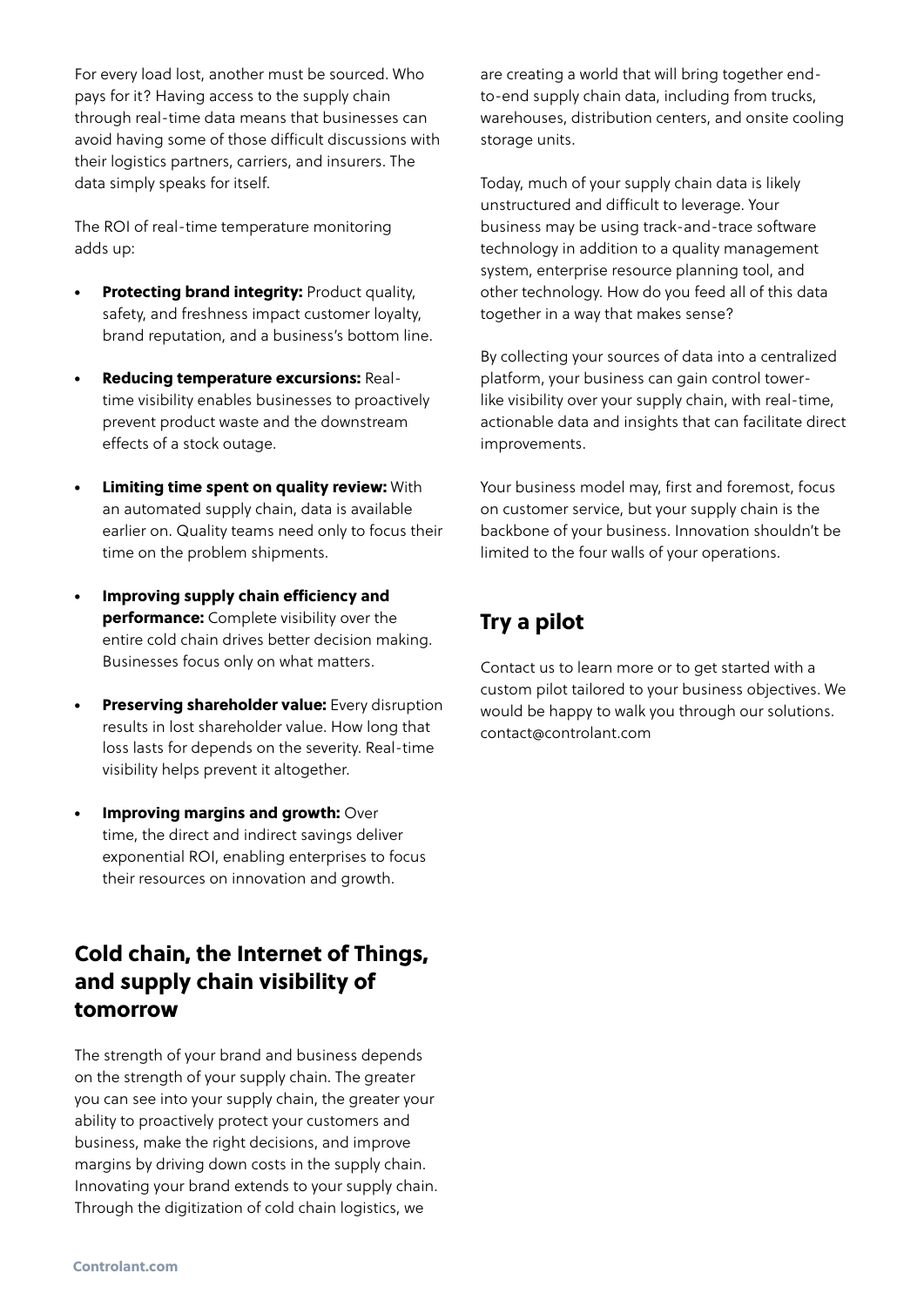For every load lost, another must be sourced. Who pays for it? Having access to the supply chain through real-time data means that businesses can avoid having some of those difficult discussions with their logistics partners, carriers, and insurers. The data simply speaks for itself.

The ROI of real-time temperature monitoring adds up:

- **Protecting brand integrity:** Product quality, safety, and freshness impact customer loyalty, brand reputation, and a business's bottom line.
- **Reducing temperature excursions:** Real-time visibility enables businesses to proactively prevent product waste and the downstream effects of a stock outage.
- **Limiting time spent on quality review:** With an automated supply chain, data is available earlier on. Quality teams need only to focus their time on the problem shipments.
- **Improving supply chain efficiency and performance:** Complete visibility over the entire cold chain drives better decision making. Businesses focus only on what matters.
- **Preserving shareholder value:** Every disruption results in lost shareholder value. How long that loss lasts for depends on the severity. Real-time visibility helps prevent it altogether.
- **Improving margins and growth:** Over time, the direct and indirect savings deliver exponential ROI, enabling enterprises to focus their resources on innovation and growth.

## Cold chain, the Internet of Things, and supply chain visibility of tomorrow

The strength of your brand and business depends on the strength of your supply chain. The greater you can see into your supply chain, the greater your ability to proactively protect your customers and business, make the right decisions, and improve margins by driving down costs in the supply chain. Innovating your brand extends to your supply chain. Through the digitization of cold chain logistics, we are creating a world that will bring together end-to-end supply chain data, including from trucks, warehouses, distribution centers, and onsite cooling storage units.

Today, much of your supply chain data is likely unstructured and difficult to leverage. Your business may be using track-and-trace software technology in addition to a quality management system, enterprise resource planning tool, and other technology. How do you feed all of this data together in a way that makes sense?

By collecting your sources of data into a centralized platform, your business can gain control tower-like visibility over your supply chain, with real-time, actionable data and insights that can facilitate direct improvements.

Your business model may, first and foremost, focus on customer service, but your supply chain is the backbone of your business. Innovation shouldn't be limited to the four walls of your operations.

## Try a pilot

Contact us to learn more or to get started with a custom pilot tailored to your business objectives. We would be happy to walk you through our solutions. contact@controlant.com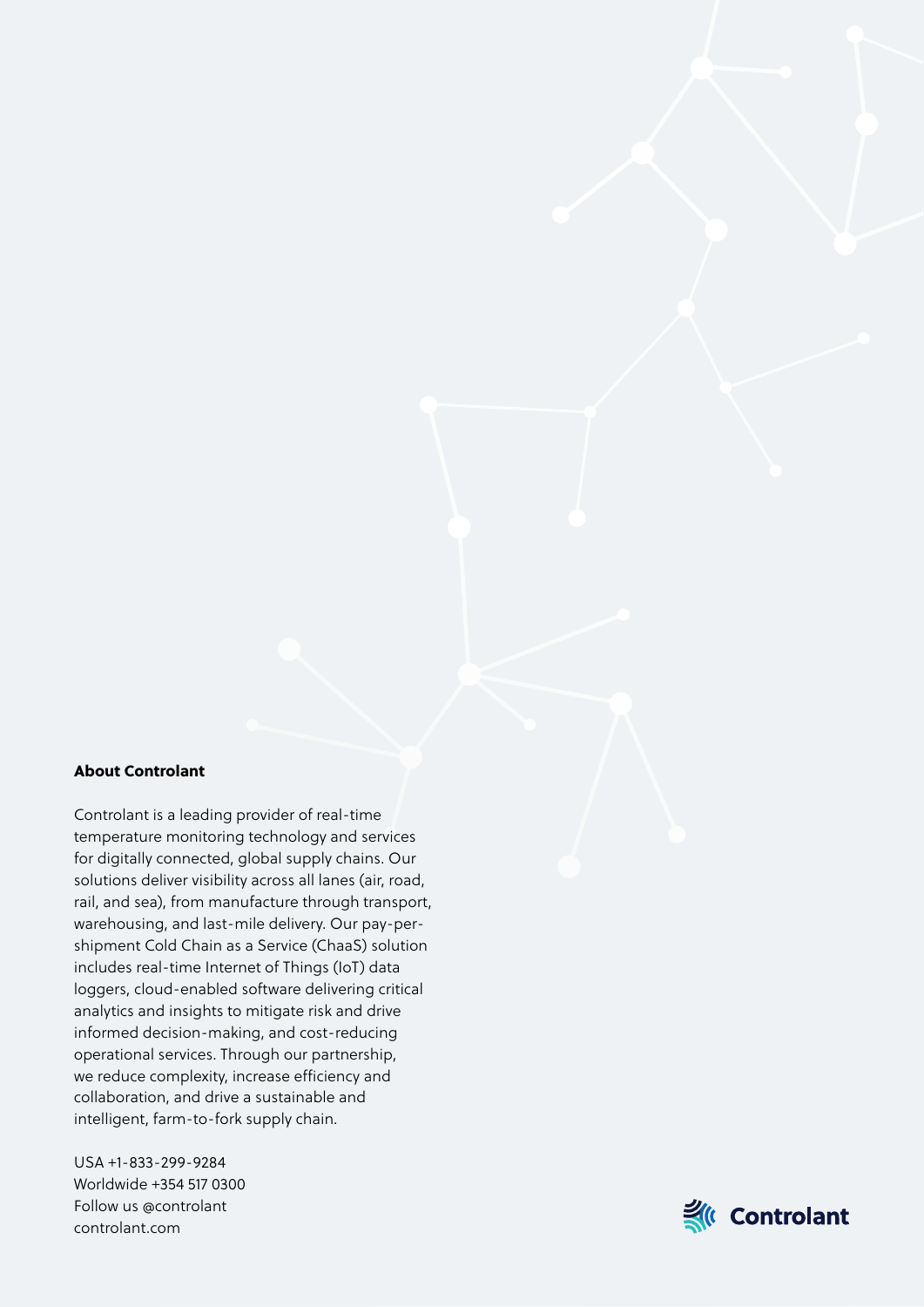**About Controlant**

Controlant is a leading provider of real-time temperature monitoring technology and services for digitally connected, global supply chains. Our solutions deliver visibility across all lanes (air, road, rail, and sea), from manufacture through transport, warehousing, and last-mile delivery. Our pay-per-shipment Cold Chain as a Service (ChaaS) solution includes real-time Internet of Things (IoT) data loggers, cloud-enabled software delivering critical analytics and insights to mitigate risk and drive informed decision-making, and cost-reducing operational services. Through our partnership, we reduce complexity, increase efficiency and collaboration, and drive a sustainable and intelligent, farm-to-fork supply chain.

USA +1-833-299-9284
Worldwide +354 517 0300
Follow us @controlant
controlant.com

Controlant